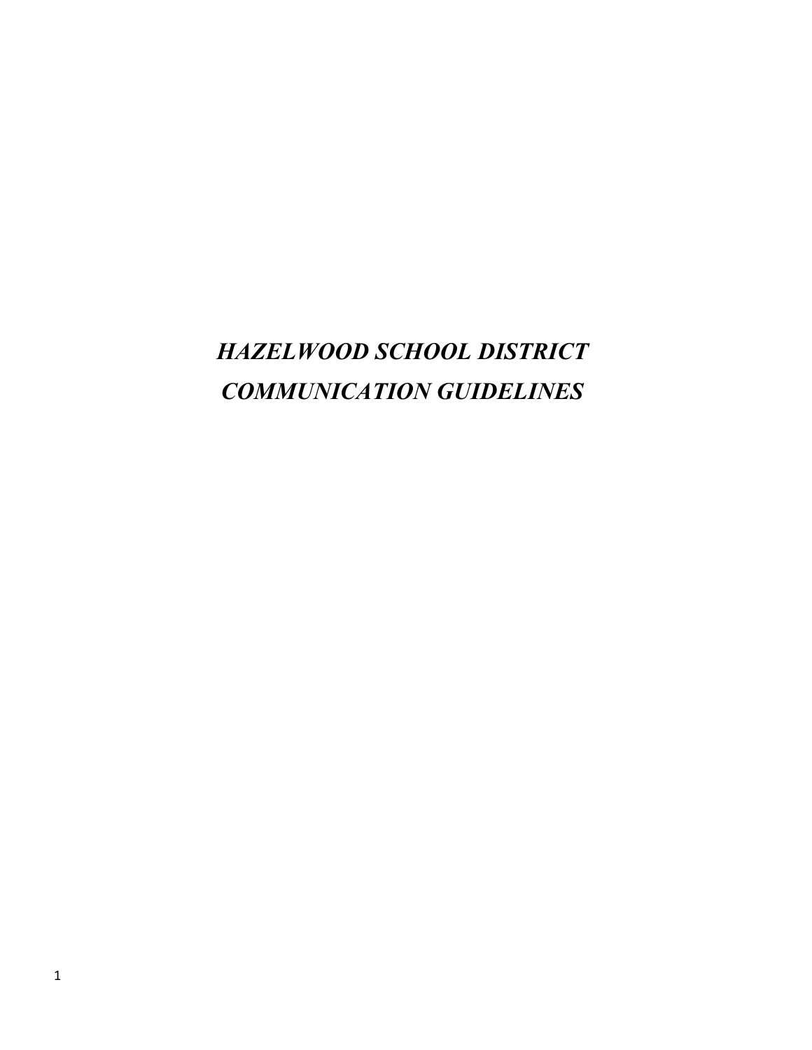# ***HAZELWOOD SCHOOL DISTRICT COMMUNICATION GUIDELINES***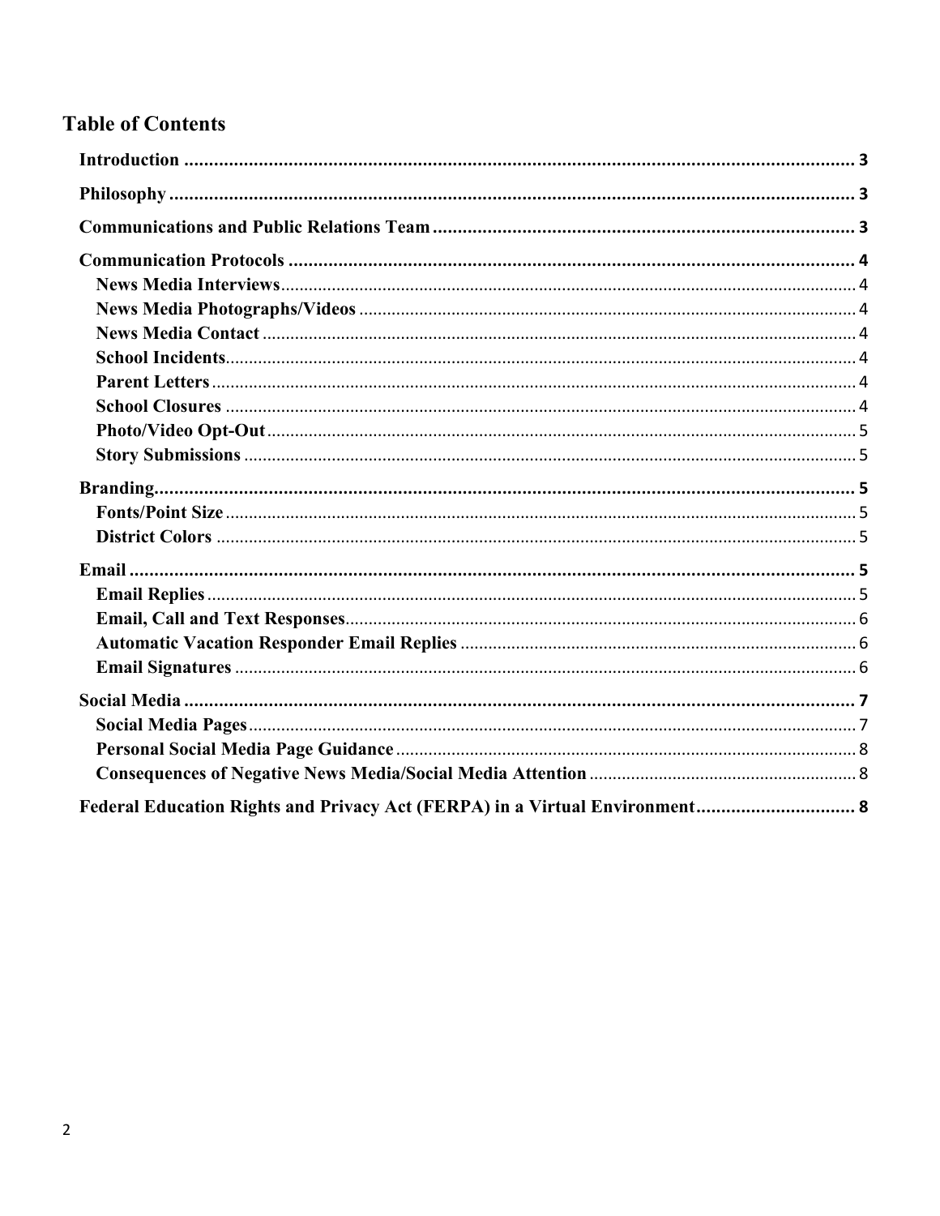## Table of Contents

**Introduction** ........ 3

**Philosophy** ........ 3

**Communications and Public Relations Team** ........ 3

**Communication Protocols** ........ 4

- **News Media Interviews** ........ 4
- **News Media Photographs/Videos** ........ 4
- **News Media Contact** ........ 4
- **School Incidents** ........ 4
- **Parent Letters** ........ 4
- **School Closures** ........ 4
- **Photo/Video Opt-Out** ........ 5
- **Story Submissions** ........ 5

**Branding** ........ 5

- **Fonts/Point Size** ........ 5
- **District Colors** ........ 5

**Email** ........ 5

- **Email Replies** ........ 5
- **Email, Call and Text Responses** ........ 6
- **Automatic Vacation Responder Email Replies** ........ 6
- **Email Signatures** ........ 6

**Social Media** ........ 7

- **Social Media Pages** ........ 7
- **Personal Social Media Page Guidance** ........ 8
- **Consequences of Negative News Media/Social Media Attention** ........ 8

**Federal Education Rights and Privacy Act (FERPA) in a Virtual Environment** ........ 8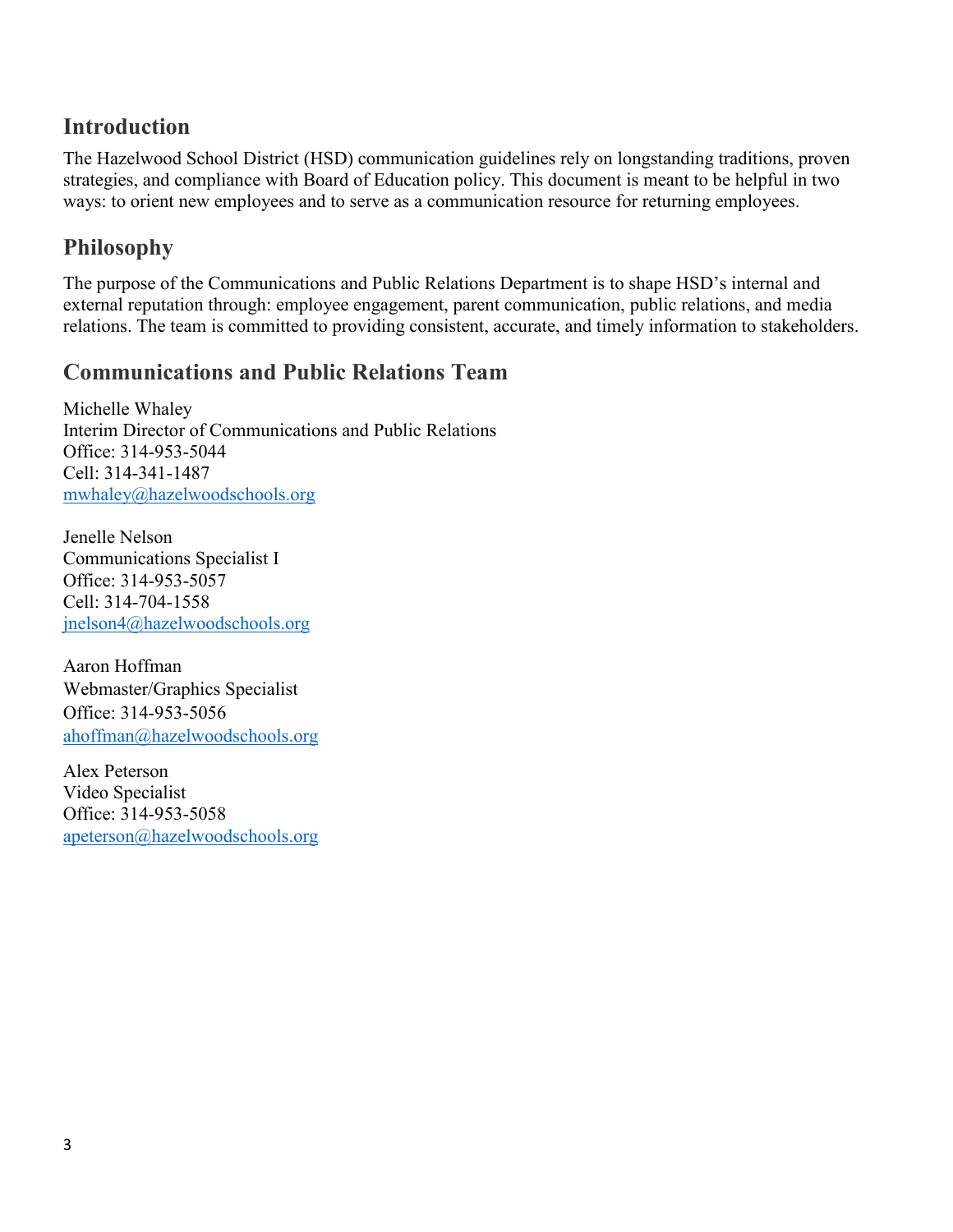## Introduction

The Hazelwood School District (HSD) communication guidelines rely on longstanding traditions, proven strategies, and compliance with Board of Education policy. This document is meant to be helpful in two ways: to orient new employees and to serve as a communication resource for returning employees.

## Philosophy

The purpose of the Communications and Public Relations Department is to shape HSD's internal and external reputation through: employee engagement, parent communication, public relations, and media relations. The team is committed to providing consistent, accurate, and timely information to stakeholders.

## Communications and Public Relations Team

Michelle Whaley
Interim Director of Communications and Public Relations
Office: 314-953-5044
Cell: 314-341-1487
mwhaley@hazelwoodschools.org

Jenelle Nelson
Communications Specialist I
Office: 314-953-5057
Cell: 314-704-1558
jnelson4@hazelwoodschools.org

Aaron Hoffman
Webmaster/Graphics Specialist
Office: 314-953-5056
ahoffman@hazelwoodschools.org

Alex Peterson
Video Specialist
Office: 314-953-5058
apeterson@hazelwoodschools.org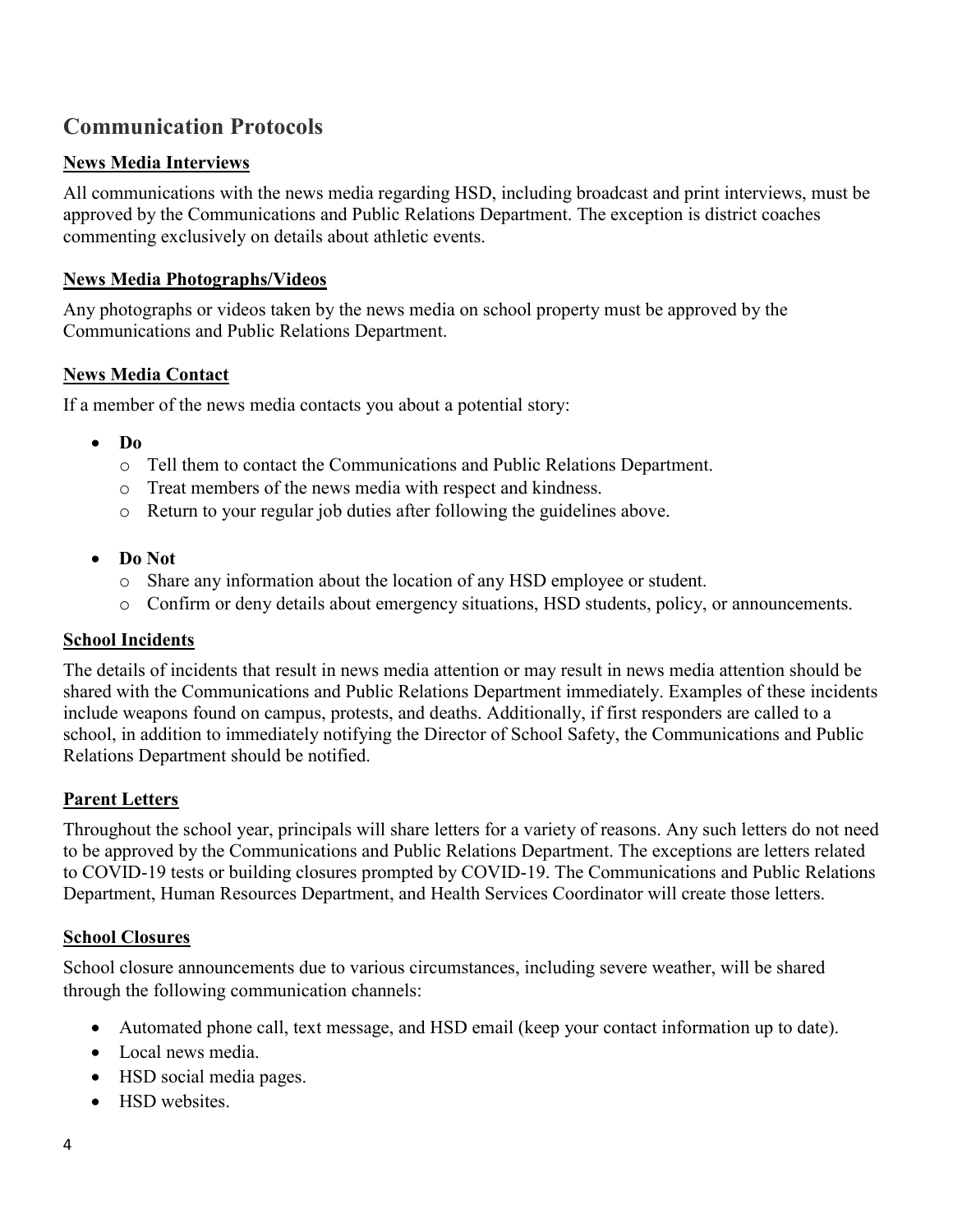## Communication Protocols

### News Media Interviews

All communications with the news media regarding HSD, including broadcast and print interviews, must be approved by the Communications and Public Relations Department. The exception is district coaches commenting exclusively on details about athletic events.

### News Media Photographs/Videos

Any photographs or videos taken by the news media on school property must be approved by the Communications and Public Relations Department.

### News Media Contact

If a member of the news media contacts you about a potential story:

- **Do**
  - Tell them to contact the Communications and Public Relations Department.
  - Treat members of the news media with respect and kindness.
  - Return to your regular job duties after following the guidelines above.

- **Do Not**
  - Share any information about the location of any HSD employee or student.
  - Confirm or deny details about emergency situations, HSD students, policy, or announcements.

### School Incidents

The details of incidents that result in news media attention or may result in news media attention should be shared with the Communications and Public Relations Department immediately. Examples of these incidents include weapons found on campus, protests, and deaths. Additionally, if first responders are called to a school, in addition to immediately notifying the Director of School Safety, the Communications and Public Relations Department should be notified.

### Parent Letters

Throughout the school year, principals will share letters for a variety of reasons. Any such letters do not need to be approved by the Communications and Public Relations Department. The exceptions are letters related to COVID-19 tests or building closures prompted by COVID-19. The Communications and Public Relations Department, Human Resources Department, and Health Services Coordinator will create those letters.

### School Closures

School closure announcements due to various circumstances, including severe weather, will be shared through the following communication channels:

- Automated phone call, text message, and HSD email (keep your contact information up to date).
- Local news media.
- HSD social media pages.
- HSD websites.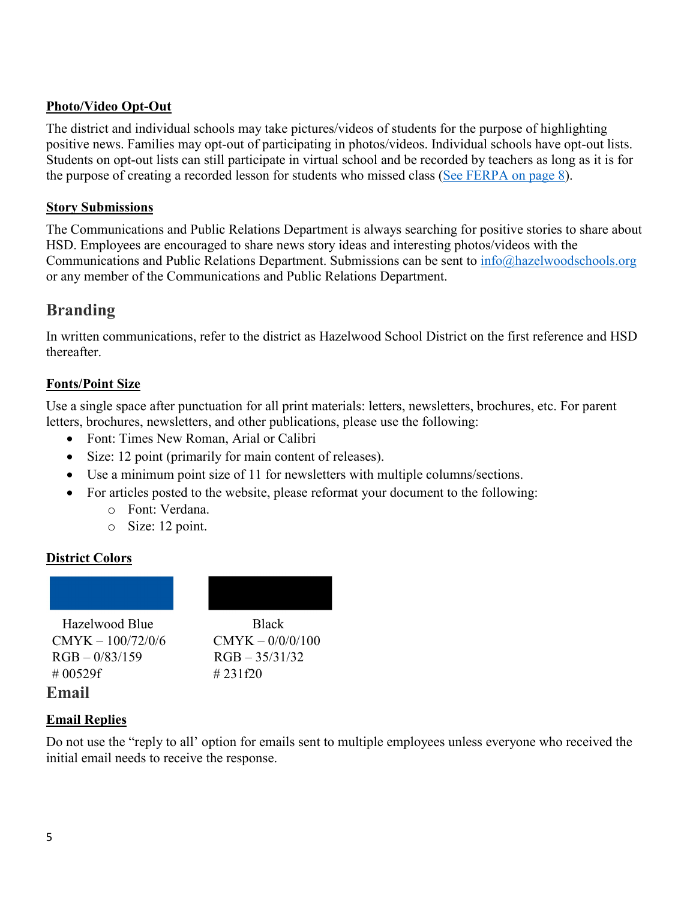### Photo/Video Opt-Out

The district and individual schools may take pictures/videos of students for the purpose of highlighting positive news. Families may opt-out of participating in photos/videos. Individual schools have opt-out lists. Students on opt-out lists can still participate in virtual school and be recorded by teachers as long as it is for the purpose of creating a recorded lesson for students who missed class (See FERPA on page 8).

### Story Submissions

The Communications and Public Relations Department is always searching for positive stories to share about HSD. Employees are encouraged to share news story ideas and interesting photos/videos with the Communications and Public Relations Department. Submissions can be sent to info@hazelwoodschools.org or any member of the Communications and Public Relations Department.

## Branding

In written communications, refer to the district as Hazelwood School District on the first reference and HSD thereafter.

### Fonts/Point Size

Use a single space after punctuation for all print materials: letters, newsletters, brochures, etc. For parent letters, brochures, newsletters, and other publications, please use the following:

- Font: Times New Roman, Arial or Calibri
- Size: 12 point (primarily for main content of releases).
- Use a minimum point size of 11 for newsletters with multiple columns/sections.
- For articles posted to the website, please reformat your document to the following:
  - Font: Verdana.
  - Size: 12 point.

### District Colors

| Hazelwood Blue | Black |
|---|---|
| CMYK – 100/72/0/6 | CMYK – 0/0/0/100 |
| RGB – 0/83/159 | RGB – 35/31/32 |
| # 00529f | # 231f20 |

## Email

### Email Replies

Do not use the "reply to all' option for emails sent to multiple employees unless everyone who received the initial email needs to receive the response.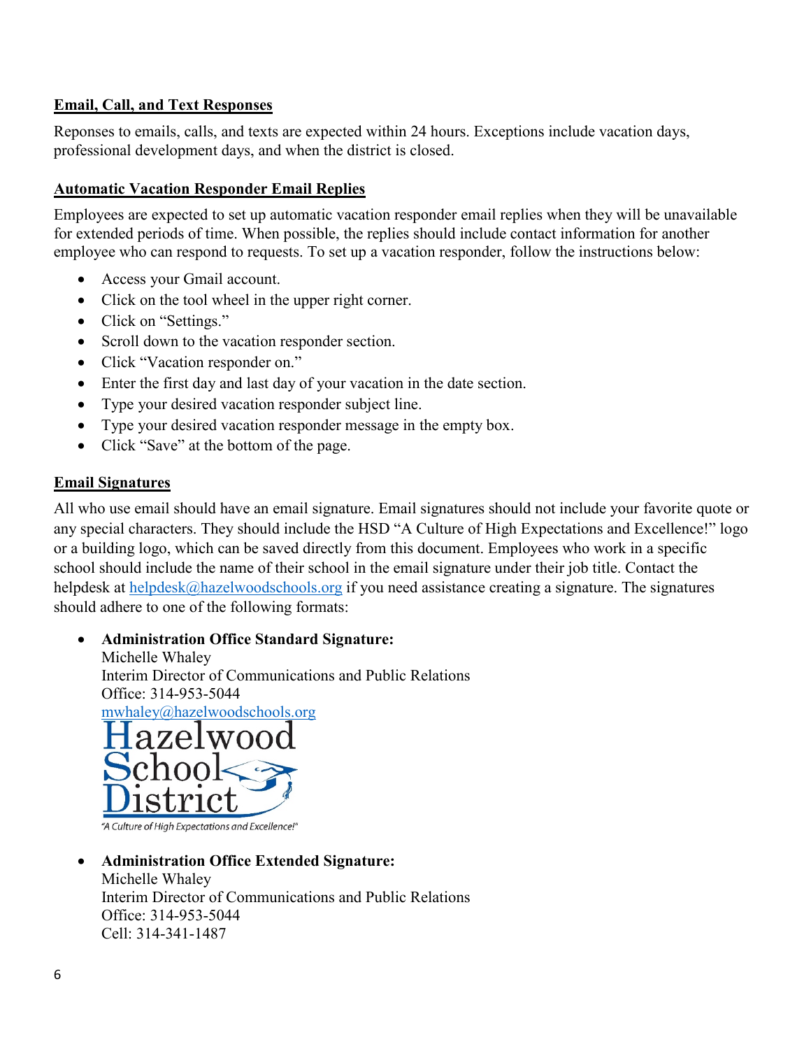**Email, Call, and Text Responses**

Reponses to emails, calls, and texts are expected within 24 hours. Exceptions include vacation days, professional development days, and when the district is closed.

**Automatic Vacation Responder Email Replies**

Employees are expected to set up automatic vacation responder email replies when they will be unavailable for extended periods of time. When possible, the replies should include contact information for another employee who can respond to requests. To set up a vacation responder, follow the instructions below:

- Access your Gmail account.
- Click on the tool wheel in the upper right corner.
- Click on "Settings."
- Scroll down to the vacation responder section.
- Click "Vacation responder on."
- Enter the first day and last day of your vacation in the date section.
- Type your desired vacation responder subject line.
- Type your desired vacation responder message in the empty box.
- Click "Save" at the bottom of the page.

**Email Signatures**

All who use email should have an email signature. Email signatures should not include your favorite quote or any special characters. They should include the HSD "A Culture of High Expectations and Excellence!" logo or a building logo, which can be saved directly from this document. Employees who work in a specific school should include the name of their school in the email signature under their job title. Contact the helpdesk at helpdesk@hazelwoodschools.org if you need assistance creating a signature. The signatures should adhere to one of the following formats:

- **Administration Office Standard Signature:**
  Michelle Whaley
  Interim Director of Communications and Public Relations
  Office: 314-953-5044
  mwhaley@hazelwoodschools.org
  Hazelwood School District
  "A Culture of High Expectations and Excellence!"

- **Administration Office Extended Signature:**
  Michelle Whaley
  Interim Director of Communications and Public Relations
  Office: 314-953-5044
  Cell: 314-341-1487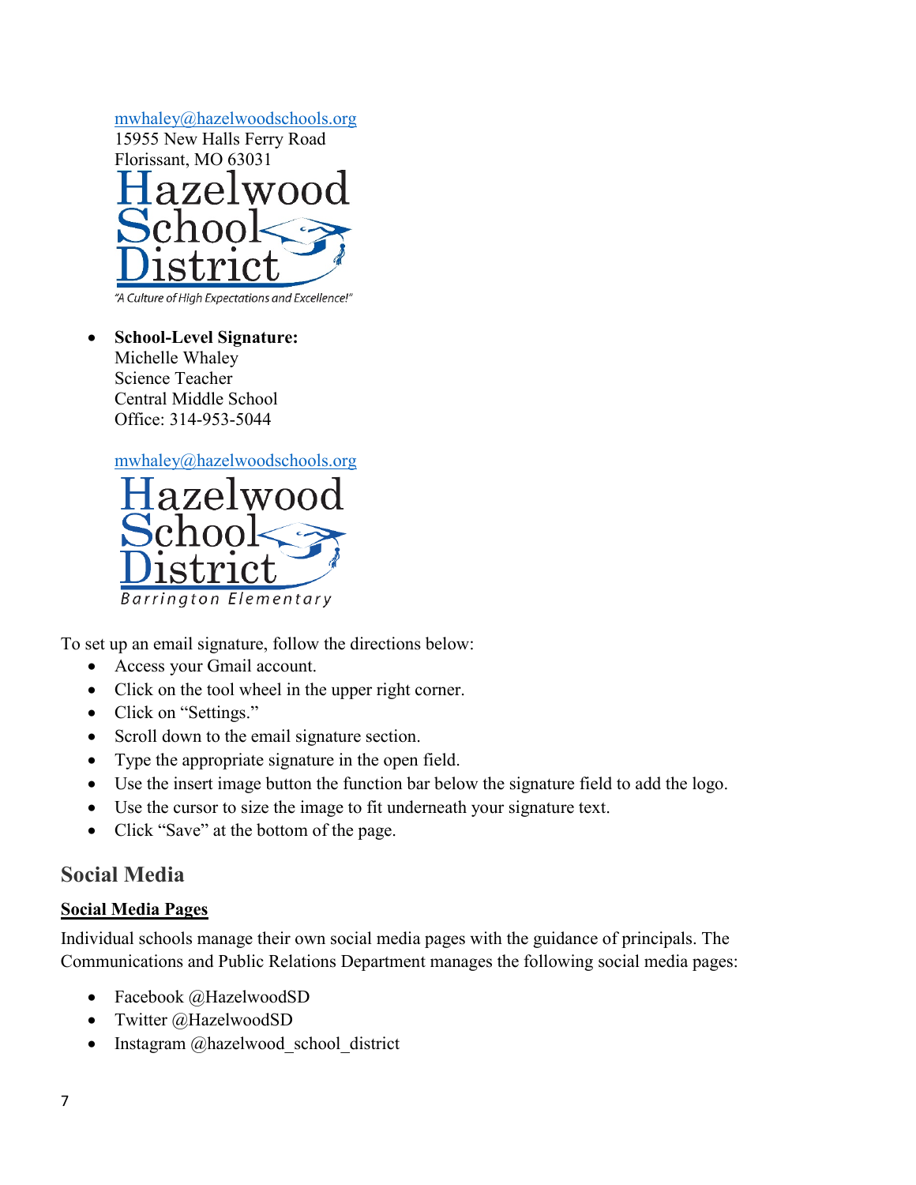mwhaley@hazelwoodschools.org
15955 New Halls Ferry Road
Florissant, MO 63031

Hazelwood School District
"A Culture of High Expectations and Excellence!"

- **School-Level Signature:**
  Michelle Whaley
  Science Teacher
  Central Middle School
  Office: 314-953-5044

  mwhaley@hazelwoodschools.org

  Hazelwood School District
  Barrington Elementary

To set up an email signature, follow the directions below:

- Access your Gmail account.
- Click on the tool wheel in the upper right corner.
- Click on "Settings."
- Scroll down to the email signature section.
- Type the appropriate signature in the open field.
- Use the insert image button the function bar below the signature field to add the logo.
- Use the cursor to size the image to fit underneath your signature text.
- Click "Save" at the bottom of the page.

## Social Media

**Social Media Pages**

Individual schools manage their own social media pages with the guidance of principals. The Communications and Public Relations Department manages the following social media pages:

- Facebook @HazelwoodSD
- Twitter @HazelwoodSD
- Instagram @hazelwood_school_district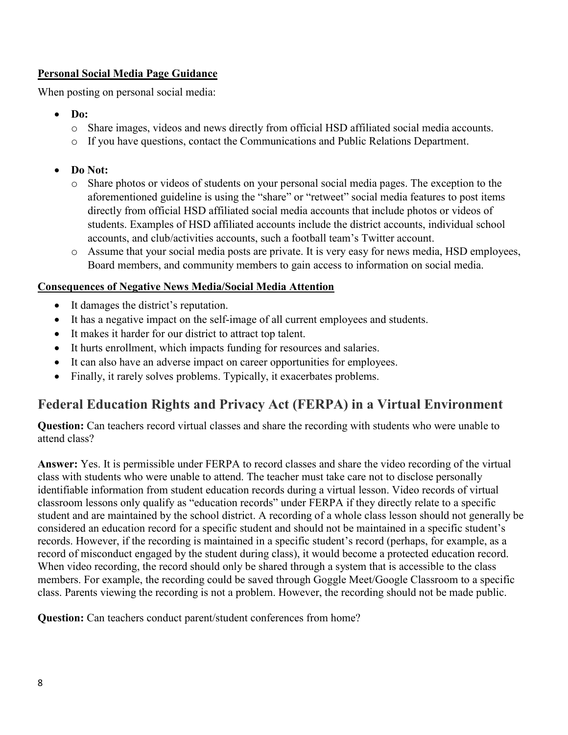**Personal Social Media Page Guidance**

When posting on personal social media:

- **Do:**
  - Share images, videos and news directly from official HSD affiliated social media accounts.
  - If you have questions, contact the Communications and Public Relations Department.

- **Do Not:**
  - Share photos or videos of students on your personal social media pages. The exception to the aforementioned guideline is using the "share" or "retweet" social media features to post items directly from official HSD affiliated social media accounts that include photos or videos of students. Examples of HSD affiliated accounts include the district accounts, individual school accounts, and club/activities accounts, such a football team's Twitter account.
  - Assume that your social media posts are private. It is very easy for news media, HSD employees, Board members, and community members to gain access to information on social media.

**Consequences of Negative News Media/Social Media Attention**

- It damages the district's reputation.
- It has a negative impact on the self-image of all current employees and students.
- It makes it harder for our district to attract top talent.
- It hurts enrollment, which impacts funding for resources and salaries.
- It can also have an adverse impact on career opportunities for employees.
- Finally, it rarely solves problems. Typically, it exacerbates problems.

## Federal Education Rights and Privacy Act (FERPA) in a Virtual Environment

**Question:** Can teachers record virtual classes and share the recording with students who were unable to attend class?

**Answer:** Yes. It is permissible under FERPA to record classes and share the video recording of the virtual class with students who were unable to attend. The teacher must take care not to disclose personally identifiable information from student education records during a virtual lesson. Video records of virtual classroom lessons only qualify as "education records" under FERPA if they directly relate to a specific student and are maintained by the school district. A recording of a whole class lesson should not generally be considered an education record for a specific student and should not be maintained in a specific student's records. However, if the recording is maintained in a specific student's record (perhaps, for example, as a record of misconduct engaged by the student during class), it would become a protected education record. When video recording, the record should only be shared through a system that is accessible to the class members. For example, the recording could be saved through Goggle Meet/Google Classroom to a specific class. Parents viewing the recording is not a problem. However, the recording should not be made public.

**Question:** Can teachers conduct parent/student conferences from home?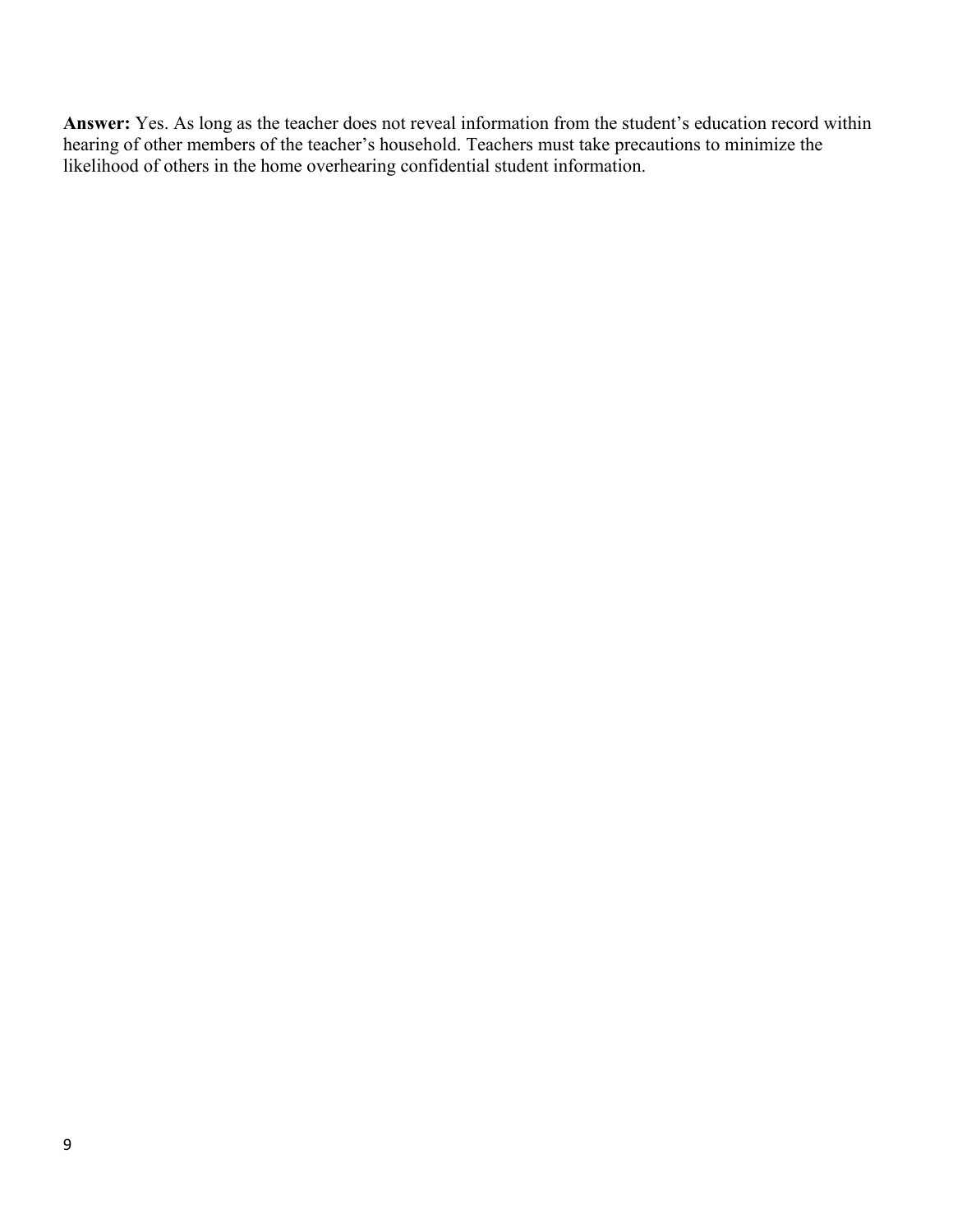**Answer:** Yes. As long as the teacher does not reveal information from the student's education record within hearing of other members of the teacher's household. Teachers must take precautions to minimize the likelihood of others in the home overhearing confidential student information.